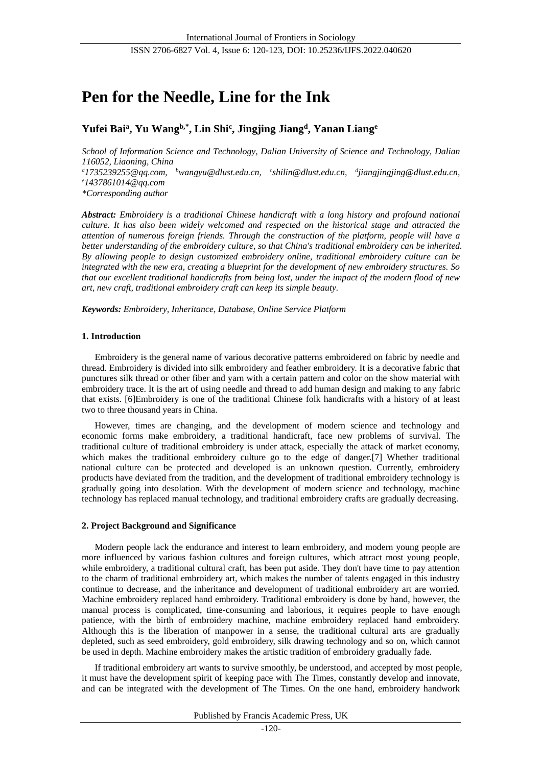# Pen for the Needle, Line for the Ink

**Yufei Bai[a], Yu Wang[b,*], Lin Shi[c], Jingjing Jiang[d], Yanan Liang[e]**

*School of Information Science and Technology, Dalian University of Science and Technology, Dalian 116052, Liaoning, China*
*[a]1735239255@qq.com, [b]wangyu@dlust.edu.cn, [c]shilin@dlust.edu.cn, [d]jiangjingjing@dlust.edu.cn, [e]1437861014@qq.com*
*\*Corresponding author*

***Abstract:*** *Embroidery is a traditional Chinese handicraft with a long history and profound national culture. It has also been widely welcomed and respected on the historical stage and attracted the attention of numerous foreign friends. Through the construction of the platform, people will have a better understanding of the embroidery culture, so that China's traditional embroidery can be inherited. By allowing people to design customized embroidery online, traditional embroidery culture can be integrated with the new era, creating a blueprint for the development of new embroidery structures. So that our excellent traditional handicrafts from being lost, under the impact of the modern flood of new art, new craft, traditional embroidery craft can keep its simple beauty.*

***Keywords:*** *Embroidery, Inheritance, Database, Online Service Platform*

## 1. Introduction

Embroidery is the general name of various decorative patterns embroidered on fabric by needle and thread. Embroidery is divided into silk embroidery and feather embroidery. It is a decorative fabric that punctures silk thread or other fiber and yarn with a certain pattern and color on the show material with embroidery trace. It is the art of using needle and thread to add human design and making to any fabric that exists. [6]Embroidery is one of the traditional Chinese folk handicrafts with a history of at least two to three thousand years in China.

However, times are changing, and the development of modern science and technology and economic forms make embroidery, a traditional handicraft, face new problems of survival. The traditional culture of traditional embroidery is under attack, especially the attack of market economy, which makes the traditional embroidery culture go to the edge of danger.[7] Whether traditional national culture can be protected and developed is an unknown question. Currently, embroidery products have deviated from the tradition, and the development of traditional embroidery technology is gradually going into desolation. With the development of modern science and technology, machine technology has replaced manual technology, and traditional embroidery crafts are gradually decreasing.

## 2. Project Background and Significance

Modern people lack the endurance and interest to learn embroidery, and modern young people are more influenced by various fashion cultures and foreign cultures, which attract most young people, while embroidery, a traditional cultural craft, has been put aside. They don't have time to pay attention to the charm of traditional embroidery art, which makes the number of talents engaged in this industry continue to decrease, and the inheritance and development of traditional embroidery art are worried. Machine embroidery replaced hand embroidery. Traditional embroidery is done by hand, however, the manual process is complicated, time-consuming and laborious, it requires people to have enough patience, with the birth of embroidery machine, machine embroidery replaced hand embroidery. Although this is the liberation of manpower in a sense, the traditional cultural arts are gradually depleted, such as seed embroidery, gold embroidery, silk drawing technology and so on, which cannot be used in depth. Machine embroidery makes the artistic tradition of embroidery gradually fade.

If traditional embroidery art wants to survive smoothly, be understood, and accepted by most people, it must have the development spirit of keeping pace with The Times, constantly develop and innovate, and can be integrated with the development of The Times. On the one hand, embroidery handwork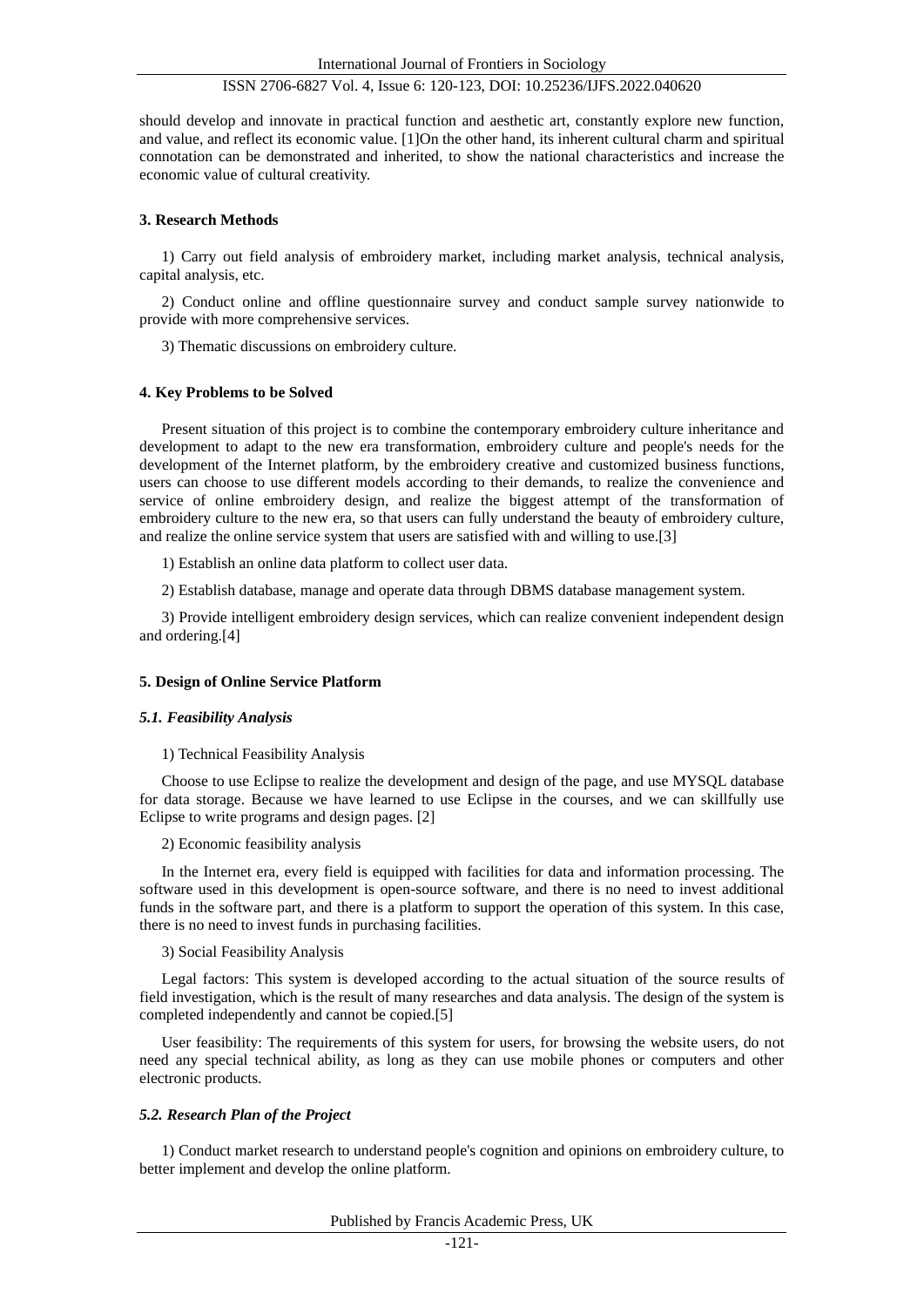should develop and innovate in practical function and aesthetic art, constantly explore new function, and value, and reflect its economic value. [1]On the other hand, its inherent cultural charm and spiritual connotation can be demonstrated and inherited, to show the national characteristics and increase the economic value of cultural creativity.

## 3. Research Methods

1) Carry out field analysis of embroidery market, including market analysis, technical analysis, capital analysis, etc.

2) Conduct online and offline questionnaire survey and conduct sample survey nationwide to provide with more comprehensive services.

3) Thematic discussions on embroidery culture.

## 4. Key Problems to be Solved

Present situation of this project is to combine the contemporary embroidery culture inheritance and development to adapt to the new era transformation, embroidery culture and people's needs for the development of the Internet platform, by the embroidery creative and customized business functions, users can choose to use different models according to their demands, to realize the convenience and service of online embroidery design, and realize the biggest attempt of the transformation of embroidery culture to the new era, so that users can fully understand the beauty of embroidery culture, and realize the online service system that users are satisfied with and willing to use.[3]

1) Establish an online data platform to collect user data.

2) Establish database, manage and operate data through DBMS database management system.

3) Provide intelligent embroidery design services, which can realize convenient independent design and ordering.[4]

## 5. Design of Online Service Platform

### *5.1. Feasibility Analysis*

1) Technical Feasibility Analysis

Choose to use Eclipse to realize the development and design of the page, and use MYSQL database for data storage. Because we have learned to use Eclipse in the courses, and we can skillfully use Eclipse to write programs and design pages. [2]

2) Economic feasibility analysis

In the Internet era, every field is equipped with facilities for data and information processing. The software used in this development is open-source software, and there is no need to invest additional funds in the software part, and there is a platform to support the operation of this system. In this case, there is no need to invest funds in purchasing facilities.

3) Social Feasibility Analysis

Legal factors: This system is developed according to the actual situation of the source results of field investigation, which is the result of many researches and data analysis. The design of the system is completed independently and cannot be copied.[5]

User feasibility: The requirements of this system for users, for browsing the website users, do not need any special technical ability, as long as they can use mobile phones or computers and other electronic products.

### *5.2. Research Plan of the Project*

1) Conduct market research to understand people's cognition and opinions on embroidery culture, to better implement and develop the online platform.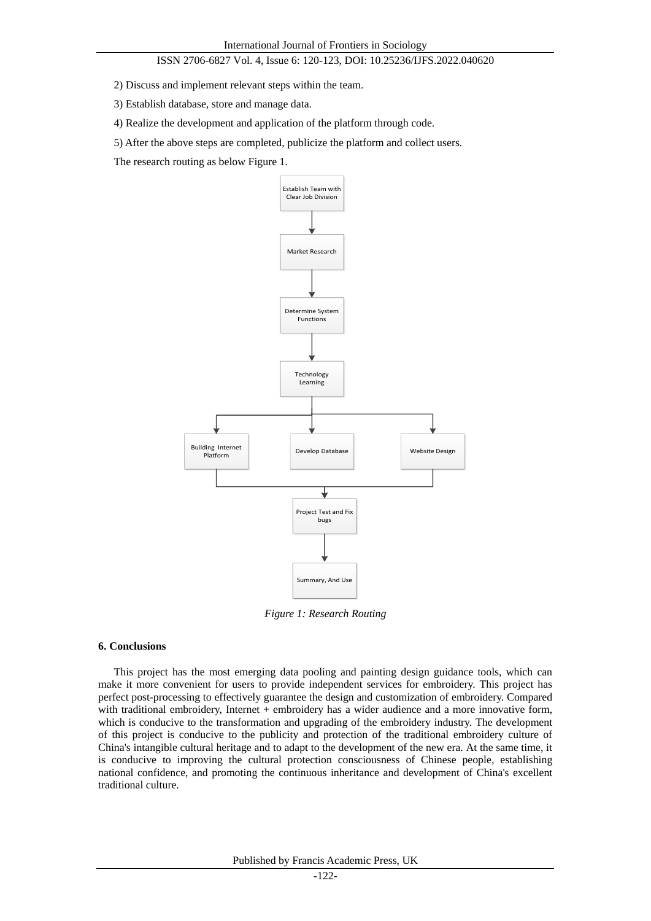2) Discuss and implement relevant steps within the team.

3) Establish database, store and manage data.

4) Realize the development and application of the platform through code.

5) After the above steps are completed, publicize the platform and collect users.

The research routing as below Figure 1.

*Figure 1: Research Routing*

## 6. Conclusions

This project has the most emerging data pooling and painting design guidance tools, which can make it more convenient for users to provide independent services for embroidery. This project has perfect post-processing to effectively guarantee the design and customization of embroidery. Compared with traditional embroidery, Internet + embroidery has a wider audience and a more innovative form, which is conducive to the transformation and upgrading of the embroidery industry. The development of this project is conducive to the publicity and protection of the traditional embroidery culture of China's intangible cultural heritage and to adapt to the development of the new era. At the same time, it is conducive to improving the cultural protection consciousness of Chinese people, establishing national confidence, and promoting the continuous inheritance and development of China's excellent traditional culture.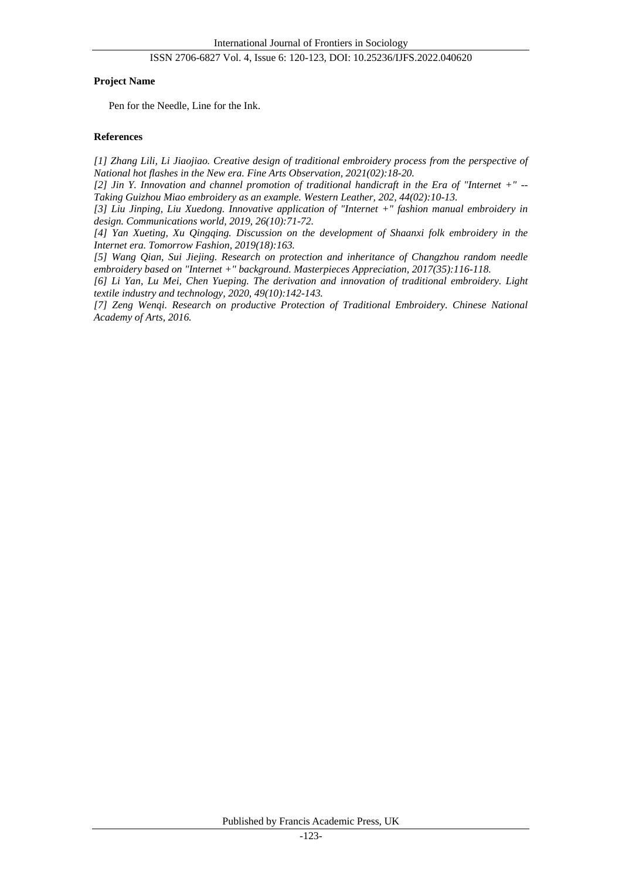**Project Name**

Pen for the Needle, Line for the Ink.

**References**

*[1] Zhang Lili, Li Jiaojiao. Creative design of traditional embroidery process from the perspective of National hot flashes in the New era. Fine Arts Observation, 2021(02):18-20.*

*[2] Jin Y. Innovation and channel promotion of traditional handicraft in the Era of "Internet +" -- Taking Guizhou Miao embroidery as an example. Western Leather, 202, 44(02):10-13.*

*[3] Liu Jinping, Liu Xuedong. Innovative application of "Internet +" fashion manual embroidery in design. Communications world, 2019, 26(10):71-72.*

*[4] Yan Xueting, Xu Qingqing. Discussion on the development of Shaanxi folk embroidery in the Internet era. Tomorrow Fashion, 2019(18):163.*

*[5] Wang Qian, Sui Jiejing. Research on protection and inheritance of Changzhou random needle embroidery based on "Internet +" background. Masterpieces Appreciation, 2017(35):116-118.*

*[6] Li Yan, Lu Mei, Chen Yueping. The derivation and innovation of traditional embroidery. Light textile industry and technology, 2020, 49(10):142-143.*

*[7] Zeng Wenqi. Research on productive Protection of Traditional Embroidery. Chinese National Academy of Arts, 2016.*